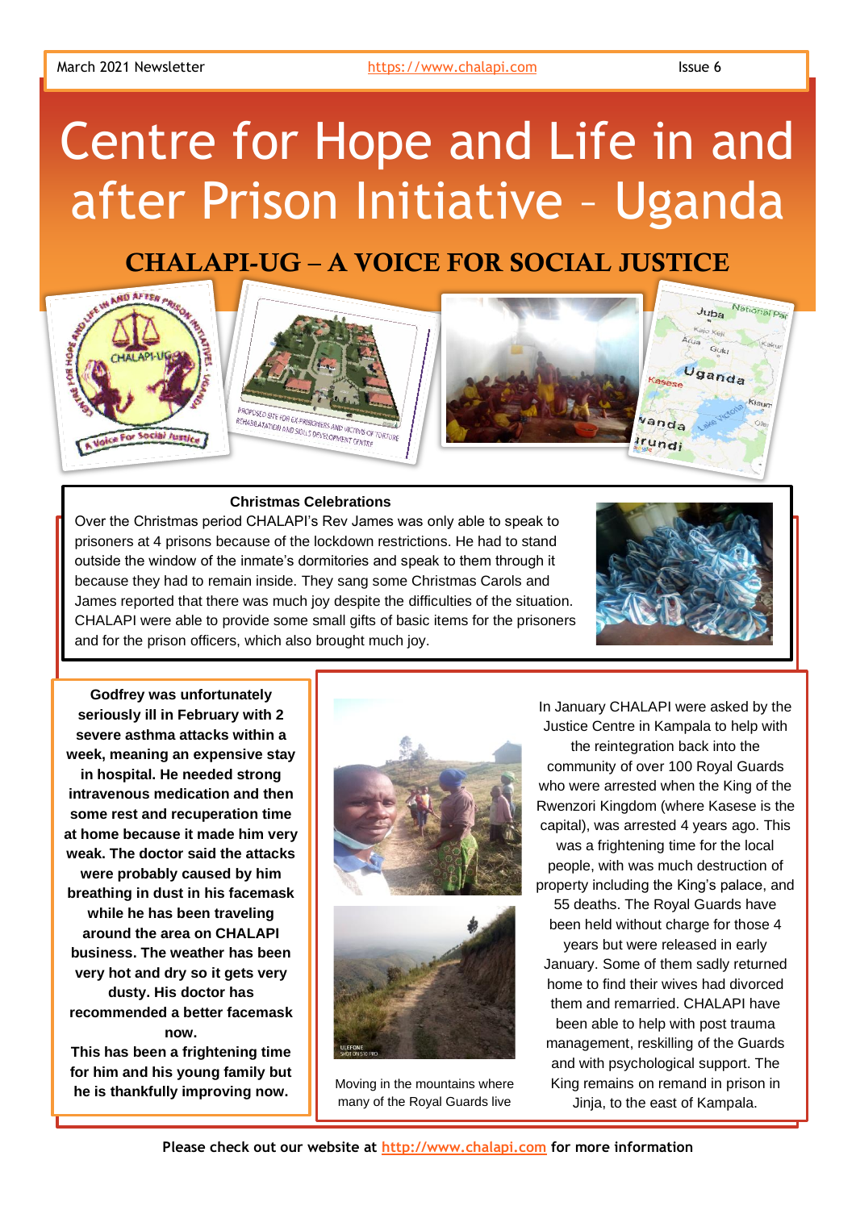March 2021 Newsletter https://www.chalapi.com Issue 6

# Centre for Hope and Life in and after Prison Initiative – Uganda

## CHALAPI-UG – A VOICE FOR SOCIAL JUSTICE

PROPOSED SITE FOR EX-PRISONERS AND VICTIMS OF TORTURE REHABILATATION AND SKILLS DEVELOPMENT CENTRE

### Christmas Celebrations

Over the Christmas period CHALAPI's Rev James was only able to speak to prisoners at 4 prisons because of the lockdown restrictions. He had to stand outside the window of the inmate's dormitories and speak to them through it because they had to remain inside. They sang some Christmas Carols and James reported that there was much joy despite the difficulties of the situation. CHALAPI were able to provide some small gifts of basic items for the prisoners and for the prison officers, which also brought much joy.

**Godfrey was unfortunately seriously ill in February with 2 severe asthma attacks within a week, meaning an expensive stay in hospital. He needed strong intravenous medication and then some rest and recuperation time at home because it made him very weak. The doctor said the attacks were probably caused by him breathing in dust in his facemask while he has been traveling around the area on CHALAPI business. The weather has been very hot and dry so it gets very dusty. His doctor has recommended a better facemask now.**

**This has been a frightening time for him and his young family but he is thankfully improving now.**

Moving in the mountains where many of the Royal Guards live

In January CHALAPI were asked by the Justice Centre in Kampala to help with the reintegration back into the community of over 100 Royal Guards who were arrested when the King of the Rwenzori Kingdom (where Kasese is the capital), was arrested 4 years ago. This was a frightening time for the local people, with was much destruction of property including the King's palace, and 55 deaths. The Royal Guards have been held without charge for those 4 years but were released in early January. Some of them sadly returned home to find their wives had divorced them and remarried. CHALAPI have been able to help with post trauma management, reskilling of the Guards and with psychological support. The King remains on remand in prison in Jinja, to the east of Kampala.

**Please check out our website at http://www.chalapi.com for more information**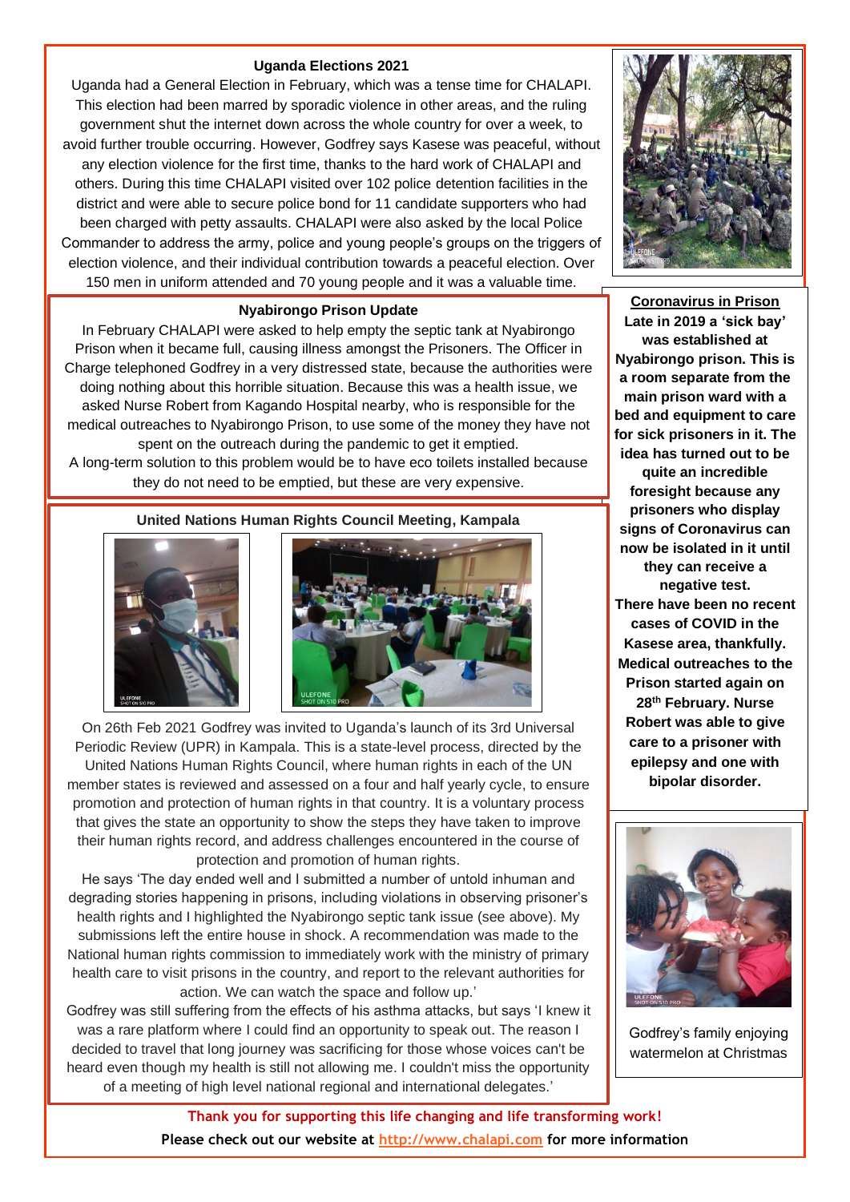## Uganda Elections 2021

Uganda had a General Election in February, which was a tense time for CHALAPI. This election had been marred by sporadic violence in other areas, and the ruling government shut the internet down across the whole country for over a week, to avoid further trouble occurring. However, Godfrey says Kasese was peaceful, without any election violence for the first time, thanks to the hard work of CHALAPI and others. During this time CHALAPI visited over 102 police detention facilities in the district and were able to secure police bond for 11 candidate supporters who had been charged with petty assaults. CHALAPI were also asked by the local Police Commander to address the army, police and young people's groups on the triggers of election violence, and their individual contribution towards a peaceful election. Over 150 men in uniform attended and 70 young people and it was a valuable time.

## Nyabirongo Prison Update

In February CHALAPI were asked to help empty the septic tank at Nyabirongo Prison when it became full, causing illness amongst the Prisoners. The Officer in Charge telephoned Godfrey in a very distressed state, because the authorities were doing nothing about this horrible situation. Because this was a health issue, we asked Nurse Robert from Kagando Hospital nearby, who is responsible for the medical outreaches to Nyabirongo Prison, to use some of the money they have not spent on the outreach during the pandemic to get it emptied.

A long-term solution to this problem would be to have eco toilets installed because they do not need to be emptied, but these are very expensive.

## United Nations Human Rights Council Meeting, Kampala

On 26th Feb 2021 Godfrey was invited to Uganda's launch of its 3rd Universal Periodic Review (UPR) in Kampala. This is a state-level process, directed by the United Nations Human Rights Council, where human rights in each of the UN member states is reviewed and assessed on a four and half yearly cycle, to ensure promotion and protection of human rights in that country. It is a voluntary process that gives the state an opportunity to show the steps they have taken to improve their human rights record, and address challenges encountered in the course of protection and promotion of human rights.

He says 'The day ended well and I submitted a number of untold inhuman and degrading stories happening in prisons, including violations in observing prisoner's health rights and I highlighted the Nyabirongo septic tank issue (see above). My submissions left the entire house in shock. A recommendation was made to the National human rights commission to immediately work with the ministry of primary health care to visit prisons in the country, and report to the relevant authorities for action. We can watch the space and follow up.'

Godfrey was still suffering from the effects of his asthma attacks, but says 'I knew it was a rare platform where I could find an opportunity to speak out. The reason I decided to travel that long journey was sacrificing for those whose voices can't be heard even though my health is still not allowing me. I couldn't miss the opportunity of a meeting of high level national regional and international delegates.'

## Coronavirus in Prison

**Late in 2019 a 'sick bay' was established at Nyabirongo prison. This is a room separate from the main prison ward with a bed and equipment to care for sick prisoners in it. The idea has turned out to be quite an incredible foresight because any prisoners who display signs of Coronavirus can now be isolated in it until they can receive a negative test.**

**There have been no recent cases of COVID in the Kasese area, thankfully. Medical outreaches to the Prison started again on 28th February. Nurse Robert was able to give care to a prisoner with epilepsy and one with bipolar disorder.**

Godfrey's family enjoying watermelon at Christmas

**Thank you for supporting this life changing and life transforming work!**

**Please check out our website at [http://www.chalapi.com](http://www.chalapi.com) for more information**